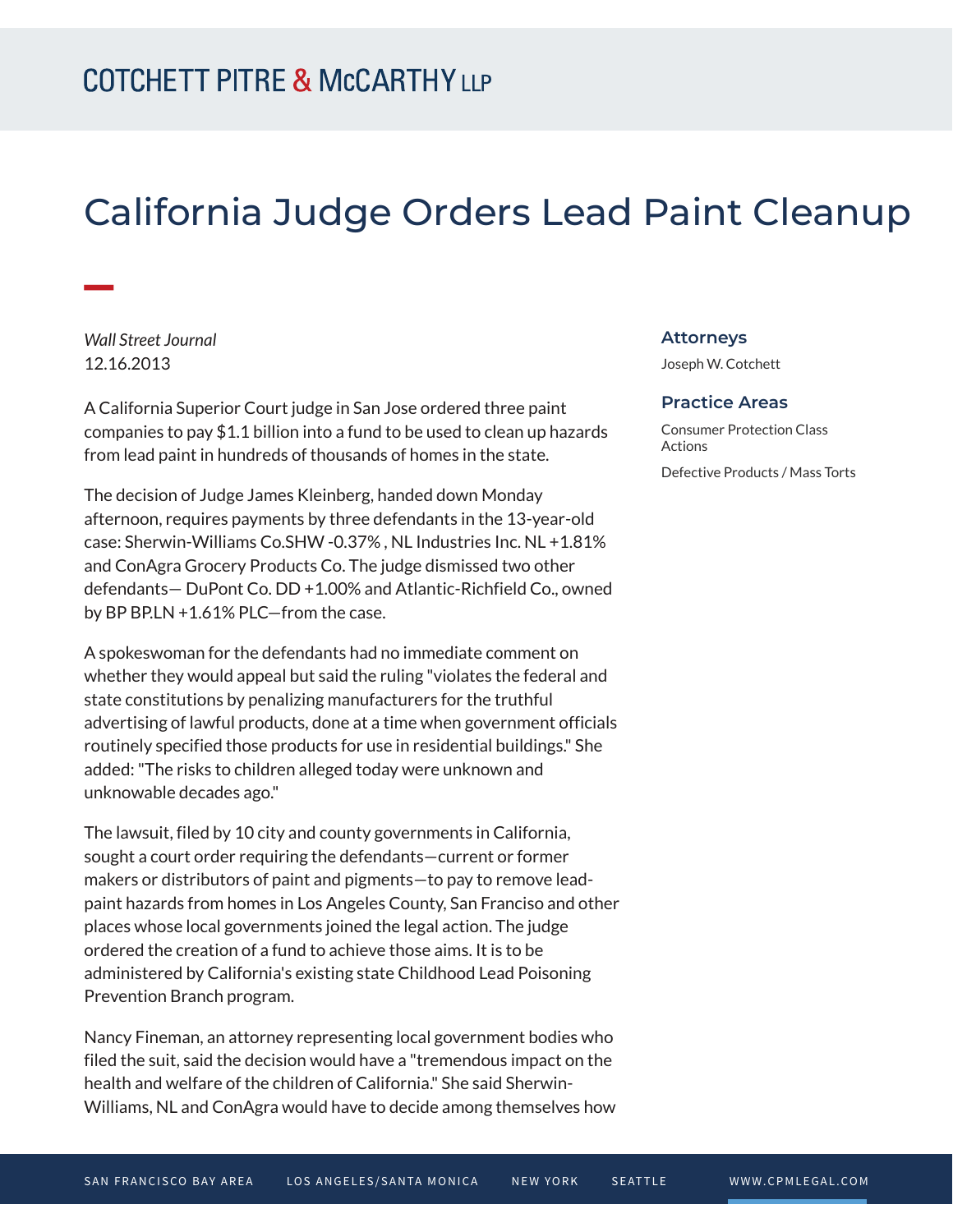# California Judge Orders Lead Paint Cleanup

*Wall Street Journal*
12.16.2013

A California Superior Court judge in San Jose ordered three paint companies to pay $1.1 billion into a fund to be used to clean up hazards from lead paint in hundreds of thousands of homes in the state.

The decision of Judge James Kleinberg, handed down Monday afternoon, requires payments by three defendants in the 13-year-old case: Sherwin-Williams Co.SHW -0.37% , NL Industries Inc. NL +1.81% and ConAgra Grocery Products Co. The judge dismissed two other defendants— DuPont Co. DD +1.00% and Atlantic-Richfield Co., owned by BP BP.LN +1.61% PLC—from the case.

A spokeswoman for the defendants had no immediate comment on whether they would appeal but said the ruling "violates the federal and state constitutions by penalizing manufacturers for the truthful advertising of lawful products, done at a time when government officials routinely specified those products for use in residential buildings." She added: "The risks to children alleged today were unknown and unknowable decades ago."

The lawsuit, filed by 10 city and county governments in California, sought a court order requiring the defendants—current or former makers or distributors of paint and pigments—to pay to remove lead-paint hazards from homes in Los Angeles County, San Francisco and other places whose local governments joined the legal action. The judge ordered the creation of a fund to achieve those aims. It is to be administered by California's existing state Childhood Lead Poisoning Prevention Branch program.

Nancy Fineman, an attorney representing local government bodies who filed the suit, said the decision would have a "tremendous impact on the health and welfare of the children of California." She said Sherwin-Williams, NL and ConAgra would have to decide among themselves how

### Attorneys

Joseph W. Cotchett

### Practice Areas

Consumer Protection Class Actions

Defective Products / Mass Torts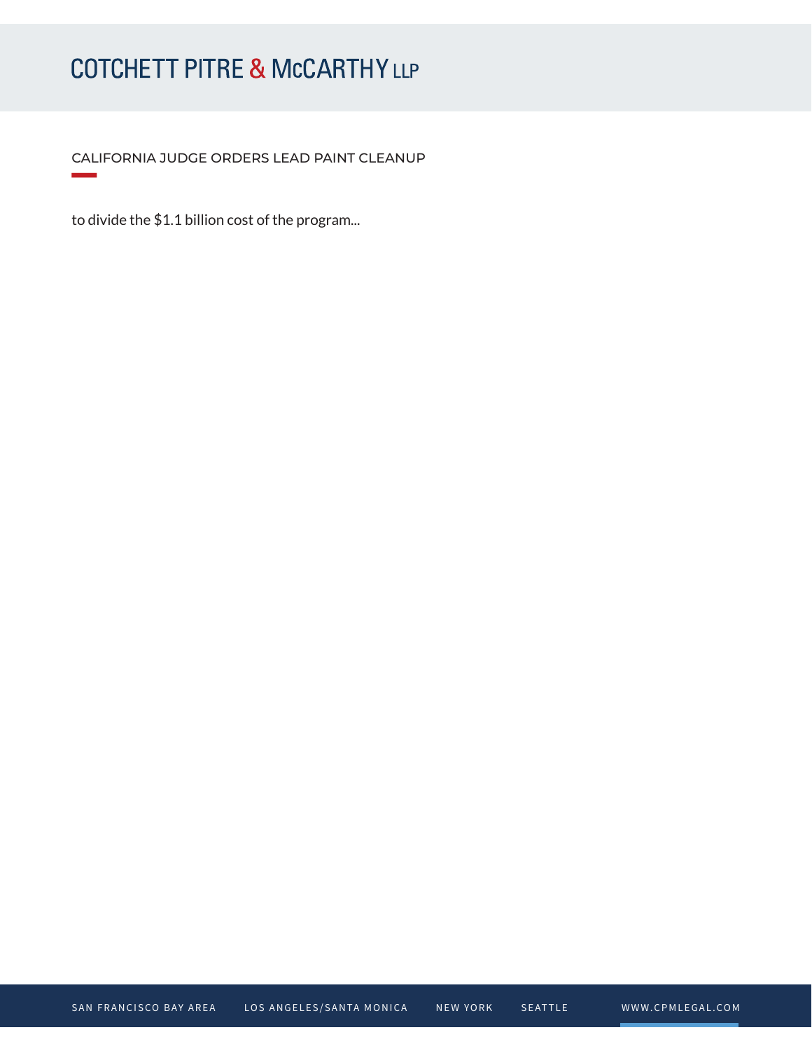CALIFORNIA JUDGE ORDERS LEAD PAINT CLEANUP

to divide the $1.1 billion cost of the program...